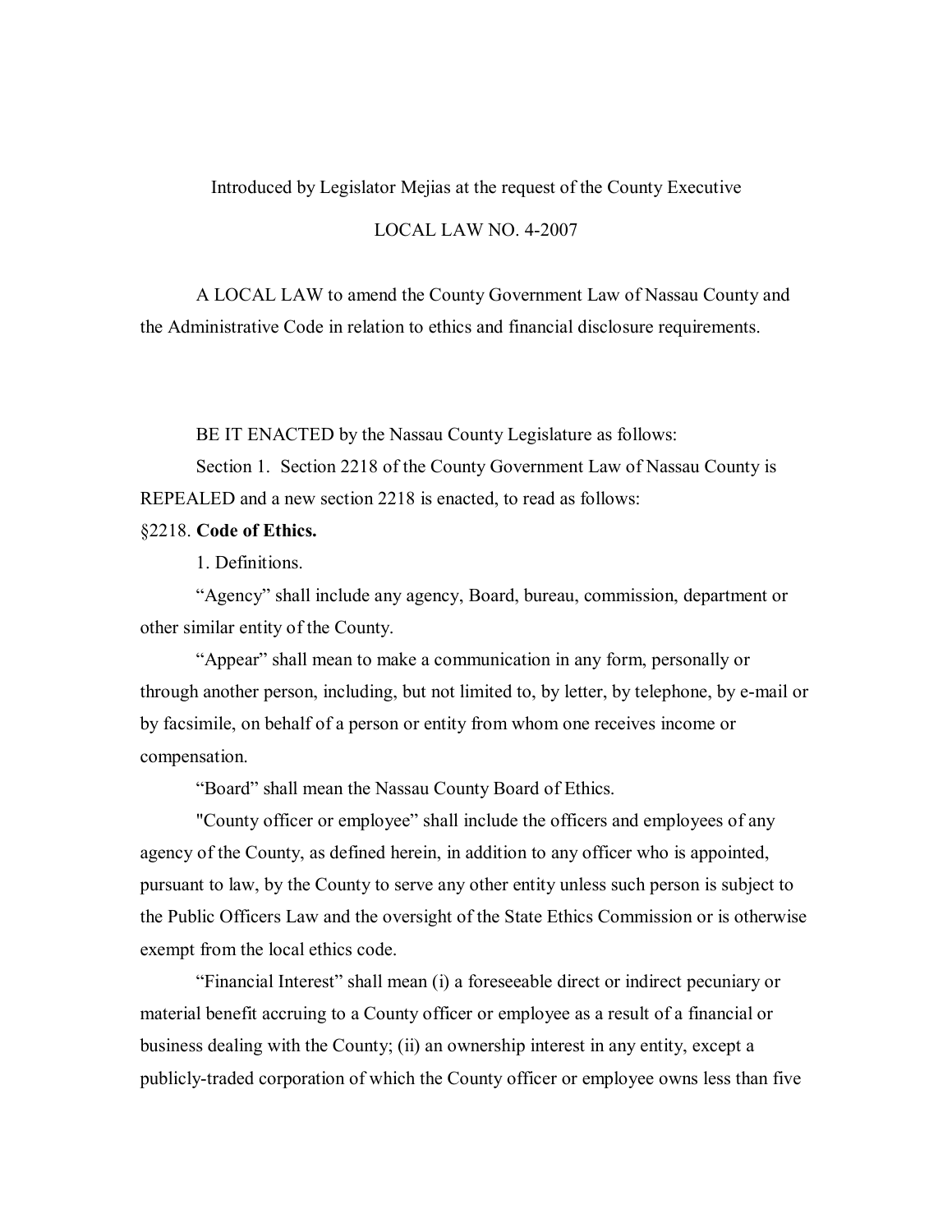Introduced by Legislator Mejias at the request of the County Executive

LOCAL LAW NO. 4-2007

A LOCAL LAW to amend the County Government Law of Nassau County and the Administrative Code in relation to ethics and financial disclosure requirements.

BE IT ENACTED by the Nassau County Legislature as follows:

Section 1. Section 2218 of the County Government Law of Nassau County is REPEALED and a new section 2218 is enacted, to read as follows:

§2218. **Code of Ethics.**

1. Definitions.

"Agency" shall include any agency, Board, bureau, commission, department or other similar entity of the County.

"Appear" shall mean to make a communication in any form, personally or through another person, including, but not limited to, by letter, by telephone, by e-mail or by facsimile, on behalf of a person or entity from whom one receives income or compensation.

"Board" shall mean the Nassau County Board of Ethics.

"County officer or employee" shall include the officers and employees of any agency of the County, as defined herein, in addition to any officer who is appointed, pursuant to law, by the County to serve any other entity unless such person is subject to the Public Officers Law and the oversight of the State Ethics Commission or is otherwise exempt from the local ethics code.

"Financial Interest" shall mean (i) a foreseeable direct or indirect pecuniary or material benefit accruing to a County officer or employee as a result of a financial or business dealing with the County; (ii) an ownership interest in any entity, except a publicly-traded corporation of which the County officer or employee owns less than five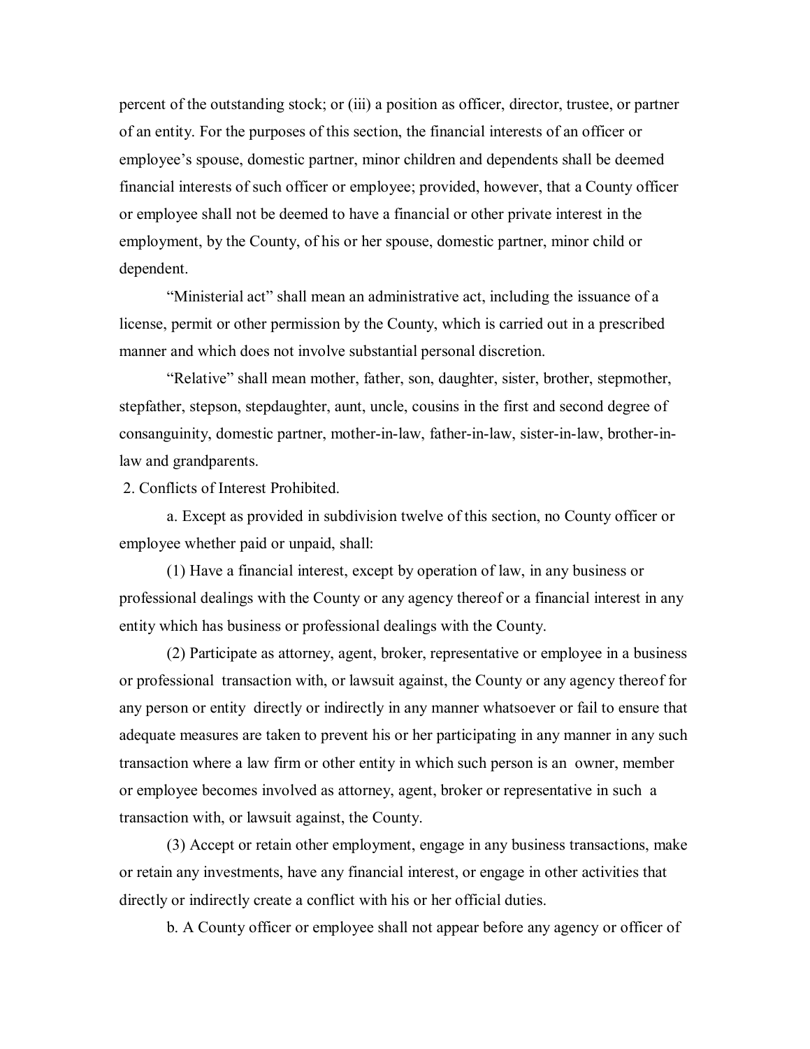percent of the outstanding stock; or (iii) a position as officer, director, trustee, or partner of an entity. For the purposes of this section, the financial interests of an officer or employee's spouse, domestic partner, minor children and dependents shall be deemed financial interests of such officer or employee; provided, however, that a County officer or employee shall not be deemed to have a financial or other private interest in the employment, by the County, of his or her spouse, domestic partner, minor child or dependent.

"Ministerial act" shall mean an administrative act, including the issuance of a license, permit or other permission by the County, which is carried out in a prescribed manner and which does not involve substantial personal discretion.

"Relative" shall mean mother, father, son, daughter, sister, brother, stepmother, stepfather, stepson, stepdaughter, aunt, uncle, cousins in the first and second degree of consanguinity, domestic partner, mother-in-law, father-in-law, sister-in-law, brother-in-law and grandparents.

2. Conflicts of Interest Prohibited.

a. Except as provided in subdivision twelve of this section, no County officer or employee whether paid or unpaid, shall:

(1) Have a financial interest, except by operation of law, in any business or professional dealings with the County or any agency thereof or a financial interest in any entity which has business or professional dealings with the County.

(2) Participate as attorney, agent, broker, representative or employee in a business or professional transaction with, or lawsuit against, the County or any agency thereof for any person or entity directly or indirectly in any manner whatsoever or fail to ensure that adequate measures are taken to prevent his or her participating in any manner in any such transaction where a law firm or other entity in which such person is an owner, member or employee becomes involved as attorney, agent, broker or representative in such a transaction with, or lawsuit against, the County.

(3) Accept or retain other employment, engage in any business transactions, make or retain any investments, have any financial interest, or engage in other activities that directly or indirectly create a conflict with his or her official duties.

b. A County officer or employee shall not appear before any agency or officer of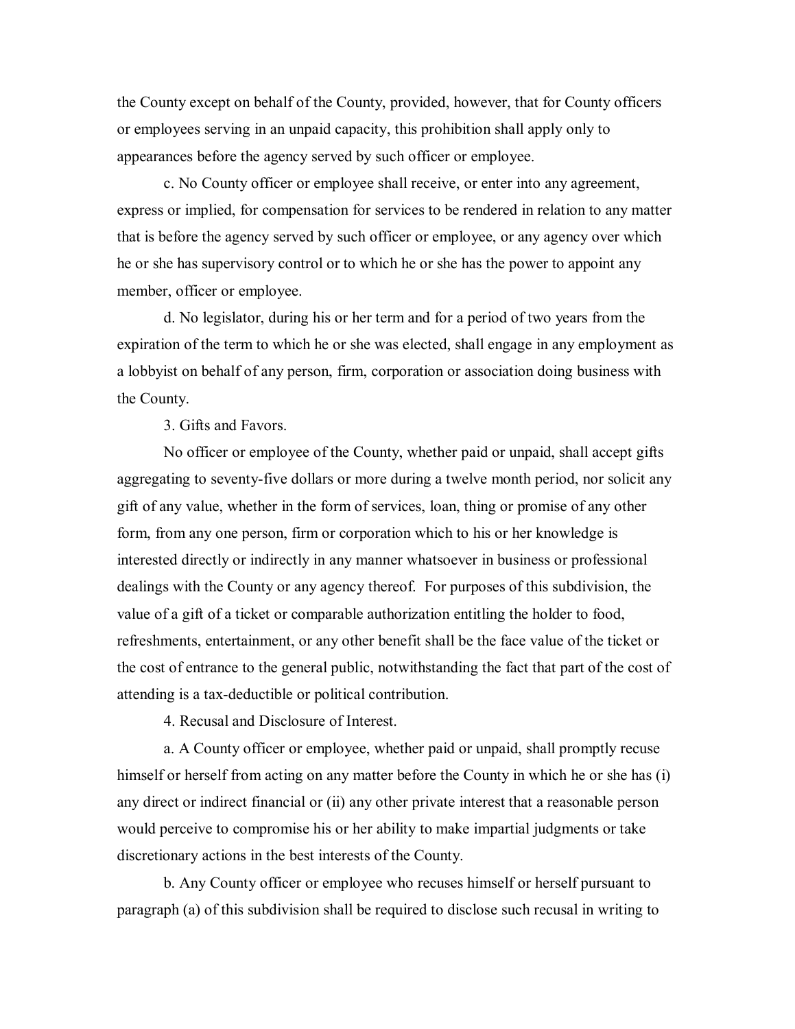the County except on behalf of the County, provided, however, that for County officers or employees serving in an unpaid capacity, this prohibition shall apply only to appearances before the agency served by such officer or employee.

c. No County officer or employee shall receive, or enter into any agreement, express or implied, for compensation for services to be rendered in relation to any matter that is before the agency served by such officer or employee, or any agency over which he or she has supervisory control or to which he or she has the power to appoint any member, officer or employee.

d. No legislator, during his or her term and for a period of two years from the expiration of the term to which he or she was elected, shall engage in any employment as a lobbyist on behalf of any person, firm, corporation or association doing business with the County.

3. Gifts and Favors.

No officer or employee of the County, whether paid or unpaid, shall accept gifts aggregating to seventy-five dollars or more during a twelve month period, nor solicit any gift of any value, whether in the form of services, loan, thing or promise of any other form, from any one person, firm or corporation which to his or her knowledge is interested directly or indirectly in any manner whatsoever in business or professional dealings with the County or any agency thereof. For purposes of this subdivision, the value of a gift of a ticket or comparable authorization entitling the holder to food, refreshments, entertainment, or any other benefit shall be the face value of the ticket or the cost of entrance to the general public, notwithstanding the fact that part of the cost of attending is a tax-deductible or political contribution.

4. Recusal and Disclosure of Interest.

a. A County officer or employee, whether paid or unpaid, shall promptly recuse himself or herself from acting on any matter before the County in which he or she has (i) any direct or indirect financial or (ii) any other private interest that a reasonable person would perceive to compromise his or her ability to make impartial judgments or take discretionary actions in the best interests of the County.

b. Any County officer or employee who recuses himself or herself pursuant to paragraph (a) of this subdivision shall be required to disclose such recusal in writing to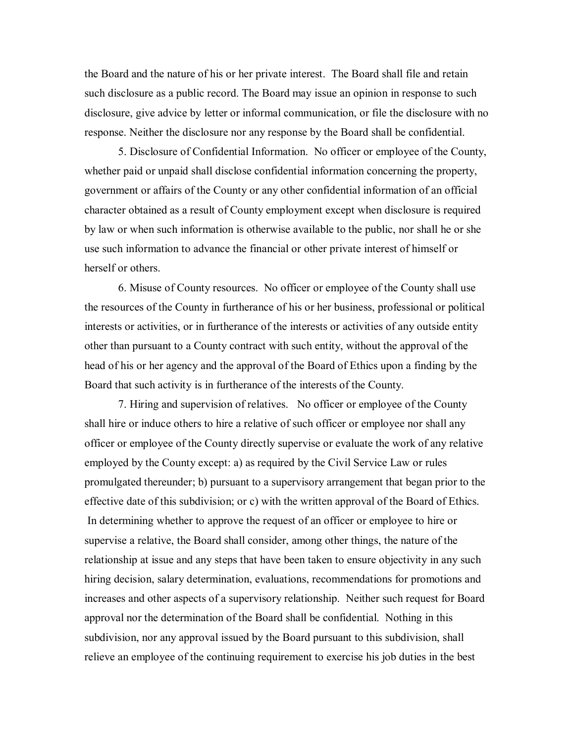the Board and the nature of his or her private interest. The Board shall file and retain such disclosure as a public record. The Board may issue an opinion in response to such disclosure, give advice by letter or informal communication, or file the disclosure with no response. Neither the disclosure nor any response by the Board shall be confidential.

5. Disclosure of Confidential Information. No officer or employee of the County, whether paid or unpaid shall disclose confidential information concerning the property, government or affairs of the County or any other confidential information of an official character obtained as a result of County employment except when disclosure is required by law or when such information is otherwise available to the public, nor shall he or she use such information to advance the financial or other private interest of himself or herself or others.

6. Misuse of County resources. No officer or employee of the County shall use the resources of the County in furtherance of his or her business, professional or political interests or activities, or in furtherance of the interests or activities of any outside entity other than pursuant to a County contract with such entity, without the approval of the head of his or her agency and the approval of the Board of Ethics upon a finding by the Board that such activity is in furtherance of the interests of the County.

7. Hiring and supervision of relatives. No officer or employee of the County shall hire or induce others to hire a relative of such officer or employee nor shall any officer or employee of the County directly supervise or evaluate the work of any relative employed by the County except: a) as required by the Civil Service Law or rules promulgated thereunder; b) pursuant to a supervisory arrangement that began prior to the effective date of this subdivision; or c) with the written approval of the Board of Ethics. In determining whether to approve the request of an officer or employee to hire or supervise a relative, the Board shall consider, among other things, the nature of the relationship at issue and any steps that have been taken to ensure objectivity in any such hiring decision, salary determination, evaluations, recommendations for promotions and increases and other aspects of a supervisory relationship. Neither such request for Board approval nor the determination of the Board shall be confidential. Nothing in this subdivision, nor any approval issued by the Board pursuant to this subdivision, shall relieve an employee of the continuing requirement to exercise his job duties in the best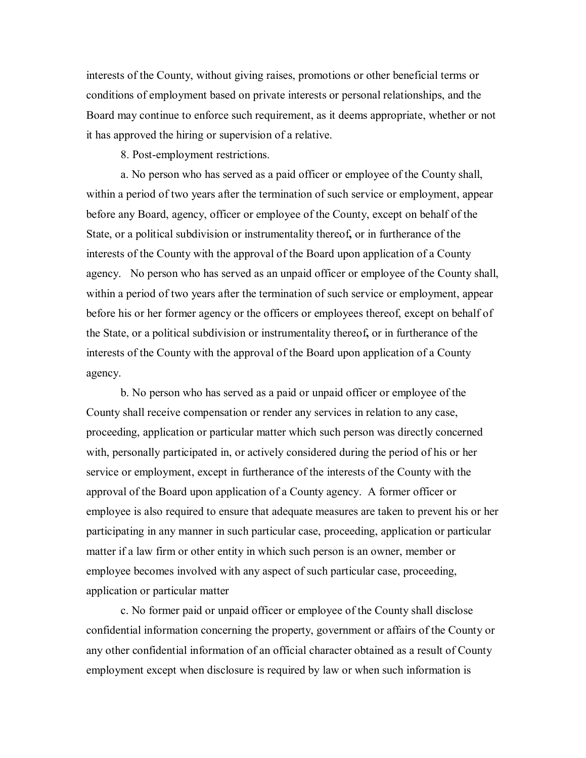interests of the County, without giving raises, promotions or other beneficial terms or conditions of employment based on private interests or personal relationships, and the Board may continue to enforce such requirement, as it deems appropriate, whether or not it has approved the hiring or supervision of a relative.

8. Post-employment restrictions.

a. No person who has served as a paid officer or employee of the County shall, within a period of two years after the termination of such service or employment, appear before any Board, agency, officer or employee of the County, except on behalf of the State, or a political subdivision or instrumentality thereof, or in furtherance of the interests of the County with the approval of the Board upon application of a County agency. No person who has served as an unpaid officer or employee of the County shall, within a period of two years after the termination of such service or employment, appear before his or her former agency or the officers or employees thereof, except on behalf of the State, or a political subdivision or instrumentality thereof, or in furtherance of the interests of the County with the approval of the Board upon application of a County agency.

b. No person who has served as a paid or unpaid officer or employee of the County shall receive compensation or render any services in relation to any case, proceeding, application or particular matter which such person was directly concerned with, personally participated in, or actively considered during the period of his or her service or employment, except in furtherance of the interests of the County with the approval of the Board upon application of a County agency. A former officer or employee is also required to ensure that adequate measures are taken to prevent his or her participating in any manner in such particular case, proceeding, application or particular matter if a law firm or other entity in which such person is an owner, member or employee becomes involved with any aspect of such particular case, proceeding, application or particular matter

c. No former paid or unpaid officer or employee of the County shall disclose confidential information concerning the property, government or affairs of the County or any other confidential information of an official character obtained as a result of County employment except when disclosure is required by law or when such information is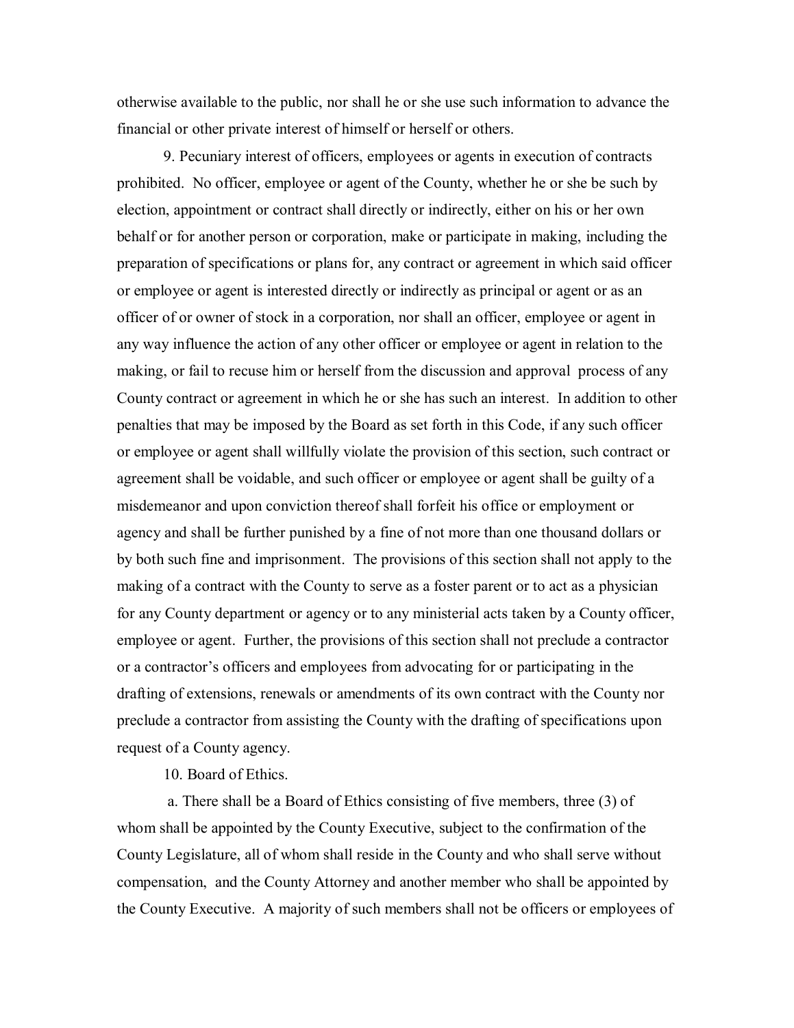otherwise available to the public, nor shall he or she use such information to advance the financial or other private interest of himself or herself or others.

9. Pecuniary interest of officers, employees or agents in execution of contracts prohibited. No officer, employee or agent of the County, whether he or she be such by election, appointment or contract shall directly or indirectly, either on his or her own behalf or for another person or corporation, make or participate in making, including the preparation of specifications or plans for, any contract or agreement in which said officer or employee or agent is interested directly or indirectly as principal or agent or as an officer of or owner of stock in a corporation, nor shall an officer, employee or agent in any way influence the action of any other officer or employee or agent in relation to the making, or fail to recuse him or herself from the discussion and approval process of any County contract or agreement in which he or she has such an interest. In addition to other penalties that may be imposed by the Board as set forth in this Code, if any such officer or employee or agent shall willfully violate the provision of this section, such contract or agreement shall be voidable, and such officer or employee or agent shall be guilty of a misdemeanor and upon conviction thereof shall forfeit his office or employment or agency and shall be further punished by a fine of not more than one thousand dollars or by both such fine and imprisonment. The provisions of this section shall not apply to the making of a contract with the County to serve as a foster parent or to act as a physician for any County department or agency or to any ministerial acts taken by a County officer, employee or agent. Further, the provisions of this section shall not preclude a contractor or a contractor's officers and employees from advocating for or participating in the drafting of extensions, renewals or amendments of its own contract with the County nor preclude a contractor from assisting the County with the drafting of specifications upon request of a County agency.

10. Board of Ethics.

a. There shall be a Board of Ethics consisting of five members, three (3) of whom shall be appointed by the County Executive, subject to the confirmation of the County Legislature, all of whom shall reside in the County and who shall serve without compensation, and the County Attorney and another member who shall be appointed by the County Executive. A majority of such members shall not be officers or employees of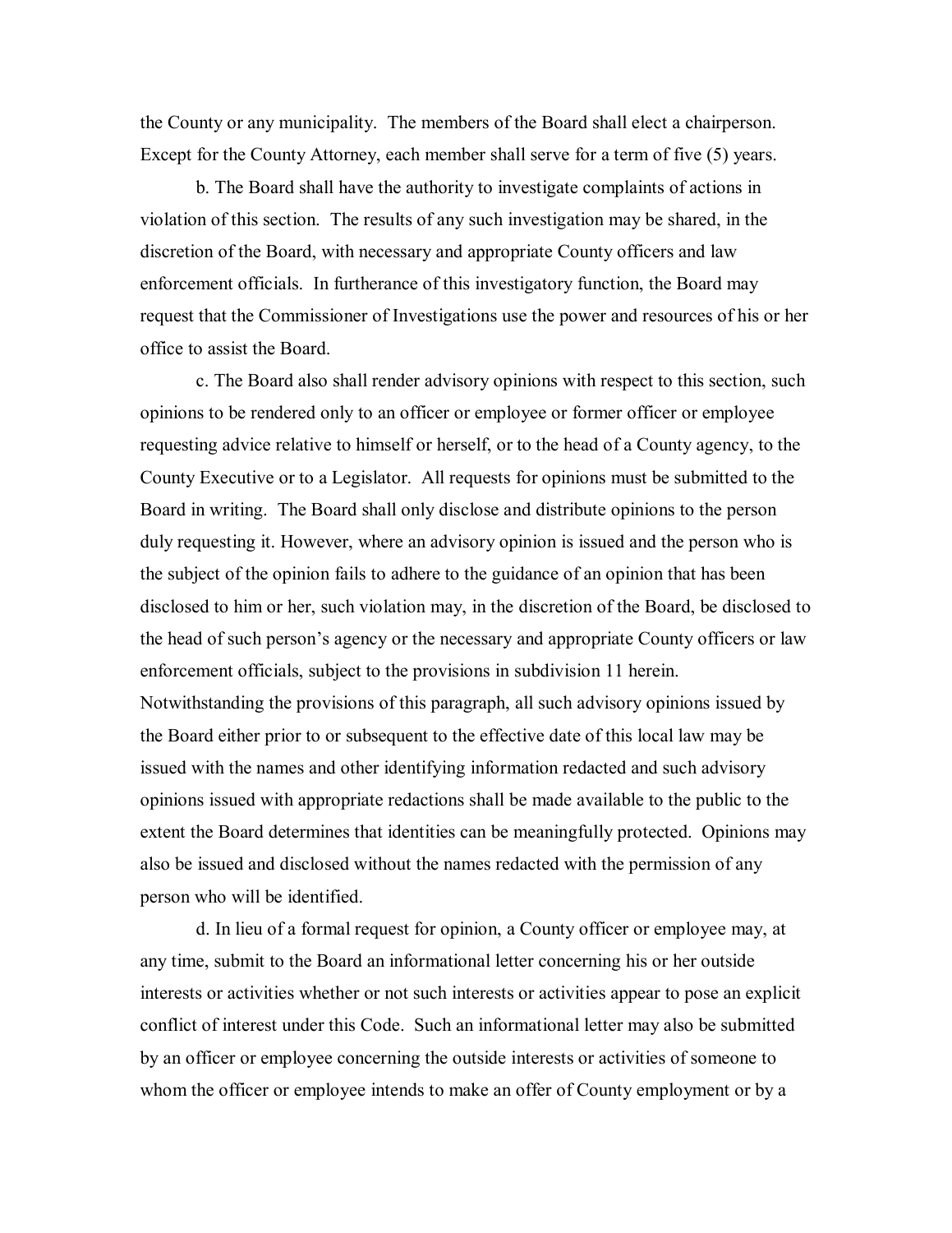the County or any municipality. The members of the Board shall elect a chairperson. Except for the County Attorney, each member shall serve for a term of five (5) years.

b. The Board shall have the authority to investigate complaints of actions in violation of this section. The results of any such investigation may be shared, in the discretion of the Board, with necessary and appropriate County officers and law enforcement officials. In furtherance of this investigatory function, the Board may request that the Commissioner of Investigations use the power and resources of his or her office to assist the Board.

c. The Board also shall render advisory opinions with respect to this section, such opinions to be rendered only to an officer or employee or former officer or employee requesting advice relative to himself or herself, or to the head of a County agency, to the County Executive or to a Legislator. All requests for opinions must be submitted to the Board in writing. The Board shall only disclose and distribute opinions to the person duly requesting it. However, where an advisory opinion is issued and the person who is the subject of the opinion fails to adhere to the guidance of an opinion that has been disclosed to him or her, such violation may, in the discretion of the Board, be disclosed to the head of such person's agency or the necessary and appropriate County officers or law enforcement officials, subject to the provisions in subdivision 11 herein. Notwithstanding the provisions of this paragraph, all such advisory opinions issued by the Board either prior to or subsequent to the effective date of this local law may be issued with the names and other identifying information redacted and such advisory opinions issued with appropriate redactions shall be made available to the public to the extent the Board determines that identities can be meaningfully protected. Opinions may also be issued and disclosed without the names redacted with the permission of any person who will be identified.

d. In lieu of a formal request for opinion, a County officer or employee may, at any time, submit to the Board an informational letter concerning his or her outside interests or activities whether or not such interests or activities appear to pose an explicit conflict of interest under this Code. Such an informational letter may also be submitted by an officer or employee concerning the outside interests or activities of someone to whom the officer or employee intends to make an offer of County employment or by a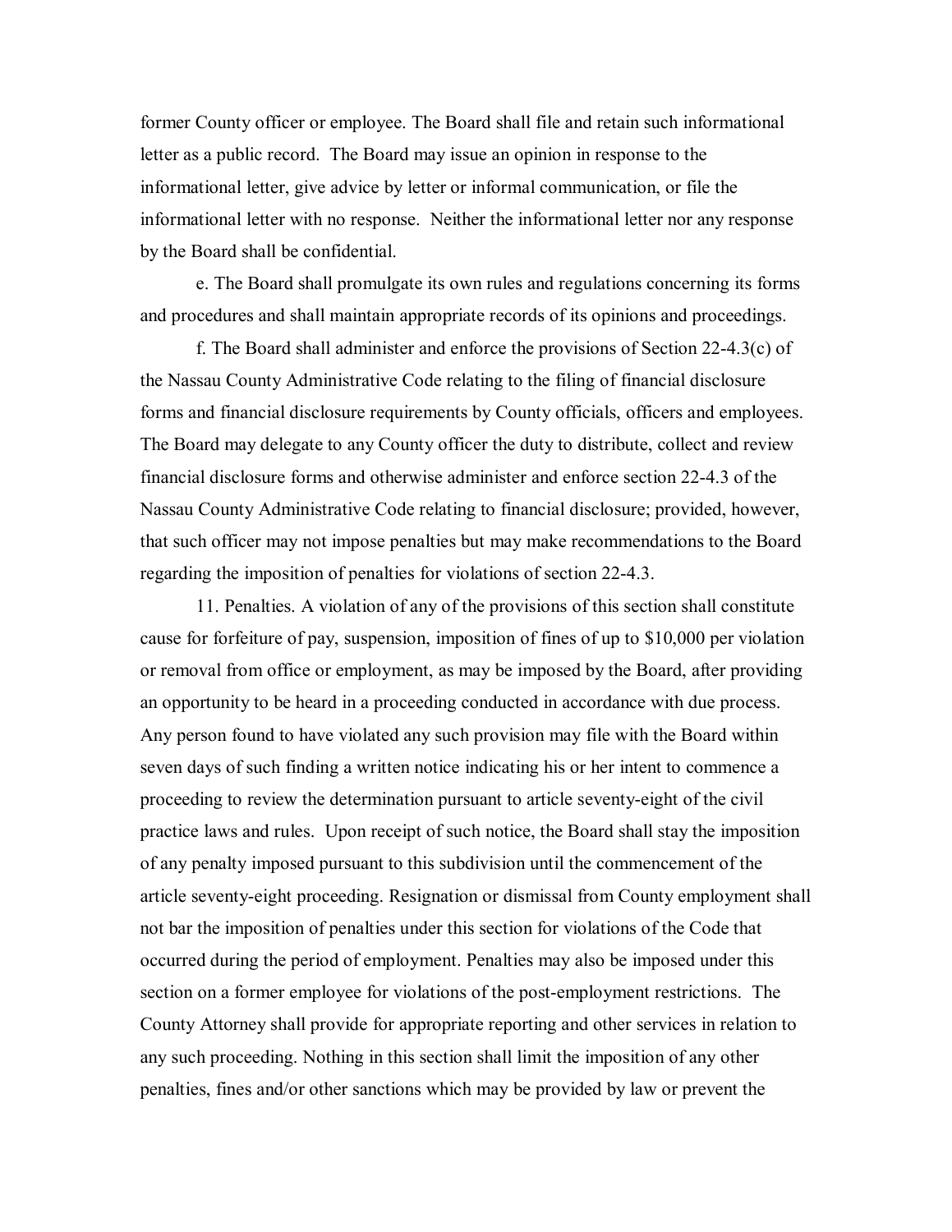former County officer or employee. The Board shall file and retain such informational letter as a public record. The Board may issue an opinion in response to the informational letter, give advice by letter or informal communication, or file the informational letter with no response. Neither the informational letter nor any response by the Board shall be confidential.

e. The Board shall promulgate its own rules and regulations concerning its forms and procedures and shall maintain appropriate records of its opinions and proceedings.

f. The Board shall administer and enforce the provisions of Section 22-4.3(c) of the Nassau County Administrative Code relating to the filing of financial disclosure forms and financial disclosure requirements by County officials, officers and employees. The Board may delegate to any County officer the duty to distribute, collect and review financial disclosure forms and otherwise administer and enforce section 22-4.3 of the Nassau County Administrative Code relating to financial disclosure; provided, however, that such officer may not impose penalties but may make recommendations to the Board regarding the imposition of penalties for violations of section 22-4.3.

11. Penalties. A violation of any of the provisions of this section shall constitute cause for forfeiture of pay, suspension, imposition of fines of up to $10,000 per violation or removal from office or employment, as may be imposed by the Board, after providing an opportunity to be heard in a proceeding conducted in accordance with due process. Any person found to have violated any such provision may file with the Board within seven days of such finding a written notice indicating his or her intent to commence a proceeding to review the determination pursuant to article seventy-eight of the civil practice laws and rules. Upon receipt of such notice, the Board shall stay the imposition of any penalty imposed pursuant to this subdivision until the commencement of the article seventy-eight proceeding. Resignation or dismissal from County employment shall not bar the imposition of penalties under this section for violations of the Code that occurred during the period of employment. Penalties may also be imposed under this section on a former employee for violations of the post-employment restrictions. The County Attorney shall provide for appropriate reporting and other services in relation to any such proceeding. Nothing in this section shall limit the imposition of any other penalties, fines and/or other sanctions which may be provided by law or prevent the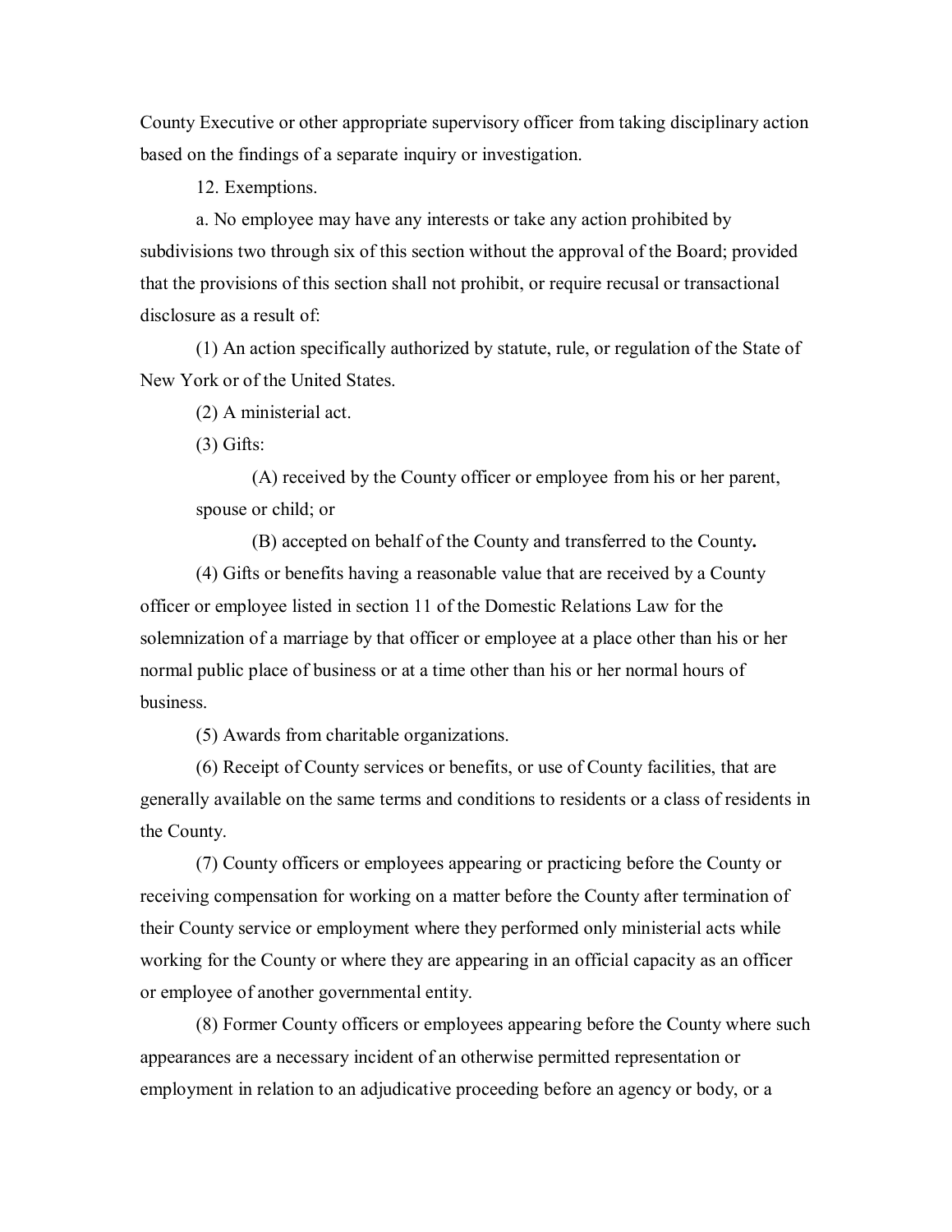County Executive or other appropriate supervisory officer from taking disciplinary action based on the findings of a separate inquiry or investigation.

12. Exemptions.

a. No employee may have any interests or take any action prohibited by subdivisions two through six of this section without the approval of the Board; provided that the provisions of this section shall not prohibit, or require recusal or transactional disclosure as a result of:

(1) An action specifically authorized by statute, rule, or regulation of the State of New York or of the United States.

(2) A ministerial act.

(3) Gifts:

(A) received by the County officer or employee from his or her parent, spouse or child; or

(B) accepted on behalf of the County and transferred to the County**.**

(4) Gifts or benefits having a reasonable value that are received by a County officer or employee listed in section 11 of the Domestic Relations Law for the solemnization of a marriage by that officer or employee at a place other than his or her normal public place of business or at a time other than his or her normal hours of business.

(5) Awards from charitable organizations.

(6) Receipt of County services or benefits, or use of County facilities, that are generally available on the same terms and conditions to residents or a class of residents in the County.

(7) County officers or employees appearing or practicing before the County or receiving compensation for working on a matter before the County after termination of their County service or employment where they performed only ministerial acts while working for the County or where they are appearing in an official capacity as an officer or employee of another governmental entity.

(8) Former County officers or employees appearing before the County where such appearances are a necessary incident of an otherwise permitted representation or employment in relation to an adjudicative proceeding before an agency or body, or a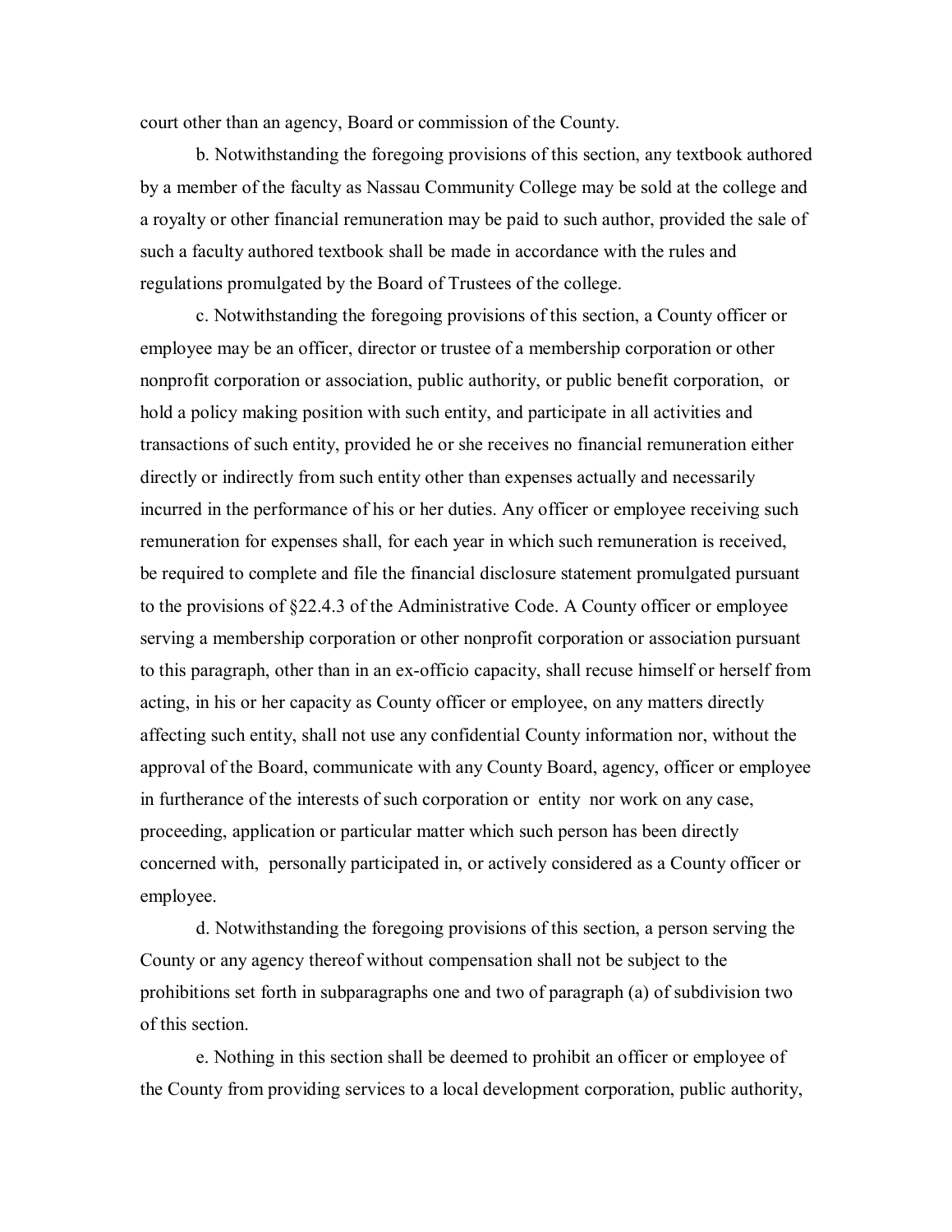court other than an agency, Board or commission of the County.

b. Notwithstanding the foregoing provisions of this section, any textbook authored by a member of the faculty as Nassau Community College may be sold at the college and a royalty or other financial remuneration may be paid to such author, provided the sale of such a faculty authored textbook shall be made in accordance with the rules and regulations promulgated by the Board of Trustees of the college.

c. Notwithstanding the foregoing provisions of this section, a County officer or employee may be an officer, director or trustee of a membership corporation or other nonprofit corporation or association, public authority, or public benefit corporation, or hold a policy making position with such entity, and participate in all activities and transactions of such entity, provided he or she receives no financial remuneration either directly or indirectly from such entity other than expenses actually and necessarily incurred in the performance of his or her duties. Any officer or employee receiving such remuneration for expenses shall, for each year in which such remuneration is received, be required to complete and file the financial disclosure statement promulgated pursuant to the provisions of §22.4.3 of the Administrative Code. A County officer or employee serving a membership corporation or other nonprofit corporation or association pursuant to this paragraph, other than in an ex-officio capacity, shall recuse himself or herself from acting, in his or her capacity as County officer or employee, on any matters directly affecting such entity, shall not use any confidential County information nor, without the approval of the Board, communicate with any County Board, agency, officer or employee in furtherance of the interests of such corporation or entity nor work on any case, proceeding, application or particular matter which such person has been directly concerned with, personally participated in, or actively considered as a County officer or employee.

d. Notwithstanding the foregoing provisions of this section, a person serving the County or any agency thereof without compensation shall not be subject to the prohibitions set forth in subparagraphs one and two of paragraph (a) of subdivision two of this section.

e. Nothing in this section shall be deemed to prohibit an officer or employee of the County from providing services to a local development corporation, public authority,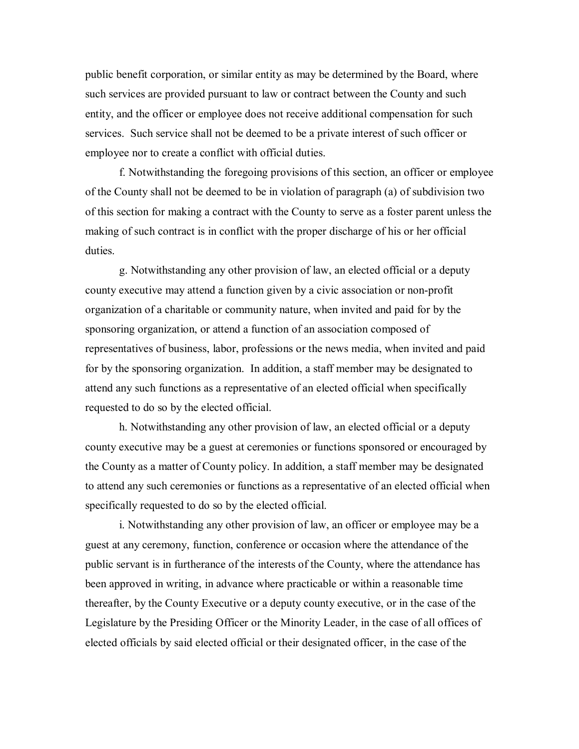public benefit corporation, or similar entity as may be determined by the Board, where such services are provided pursuant to law or contract between the County and such entity, and the officer or employee does not receive additional compensation for such services. Such service shall not be deemed to be a private interest of such officer or employee nor to create a conflict with official duties.

f. Notwithstanding the foregoing provisions of this section, an officer or employee of the County shall not be deemed to be in violation of paragraph (a) of subdivision two of this section for making a contract with the County to serve as a foster parent unless the making of such contract is in conflict with the proper discharge of his or her official duties.

g. Notwithstanding any other provision of law, an elected official or a deputy county executive may attend a function given by a civic association or non-profit organization of a charitable or community nature, when invited and paid for by the sponsoring organization, or attend a function of an association composed of representatives of business, labor, professions or the news media, when invited and paid for by the sponsoring organization. In addition, a staff member may be designated to attend any such functions as a representative of an elected official when specifically requested to do so by the elected official.

h. Notwithstanding any other provision of law, an elected official or a deputy county executive may be a guest at ceremonies or functions sponsored or encouraged by the County as a matter of County policy. In addition, a staff member may be designated to attend any such ceremonies or functions as a representative of an elected official when specifically requested to do so by the elected official.

i. Notwithstanding any other provision of law, an officer or employee may be a guest at any ceremony, function, conference or occasion where the attendance of the public servant is in furtherance of the interests of the County, where the attendance has been approved in writing, in advance where practicable or within a reasonable time thereafter, by the County Executive or a deputy county executive, or in the case of the Legislature by the Presiding Officer or the Minority Leader, in the case of all offices of elected officials by said elected official or their designated officer, in the case of the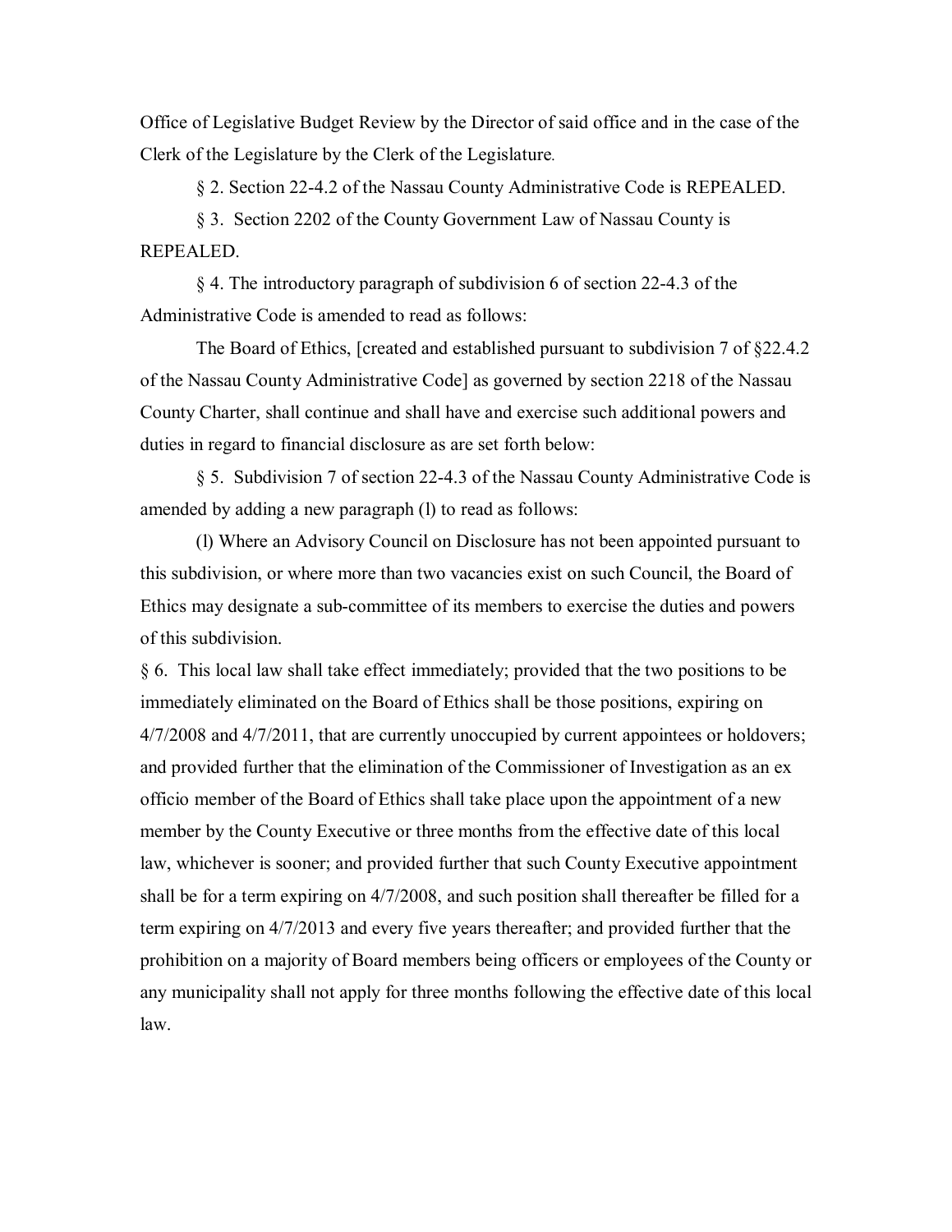Office of Legislative Budget Review by the Director of said office and in the case of the Clerk of the Legislature by the Clerk of the Legislature.

§ 2. Section 22-4.2 of the Nassau County Administrative Code is REPEALED.

§ 3. Section 2202 of the County Government Law of Nassau County is REPEALED.

§ 4. The introductory paragraph of subdivision 6 of section 22-4.3 of the Administrative Code is amended to read as follows:

The Board of Ethics, [created and established pursuant to subdivision 7 of §22.4.2 of the Nassau County Administrative Code] as governed by section 2218 of the Nassau County Charter, shall continue and shall have and exercise such additional powers and duties in regard to financial disclosure as are set forth below:

§ 5. Subdivision 7 of section 22-4.3 of the Nassau County Administrative Code is amended by adding a new paragraph (l) to read as follows:

(l) Where an Advisory Council on Disclosure has not been appointed pursuant to this subdivision, or where more than two vacancies exist on such Council, the Board of Ethics may designate a sub-committee of its members to exercise the duties and powers of this subdivision.

§ 6. This local law shall take effect immediately; provided that the two positions to be immediately eliminated on the Board of Ethics shall be those positions, expiring on 4/7/2008 and 4/7/2011, that are currently unoccupied by current appointees or holdovers; and provided further that the elimination of the Commissioner of Investigation as an ex officio member of the Board of Ethics shall take place upon the appointment of a new member by the County Executive or three months from the effective date of this local law, whichever is sooner; and provided further that such County Executive appointment shall be for a term expiring on 4/7/2008, and such position shall thereafter be filled for a term expiring on 4/7/2013 and every five years thereafter; and provided further that the prohibition on a majority of Board members being officers or employees of the County or any municipality shall not apply for three months following the effective date of this local law.